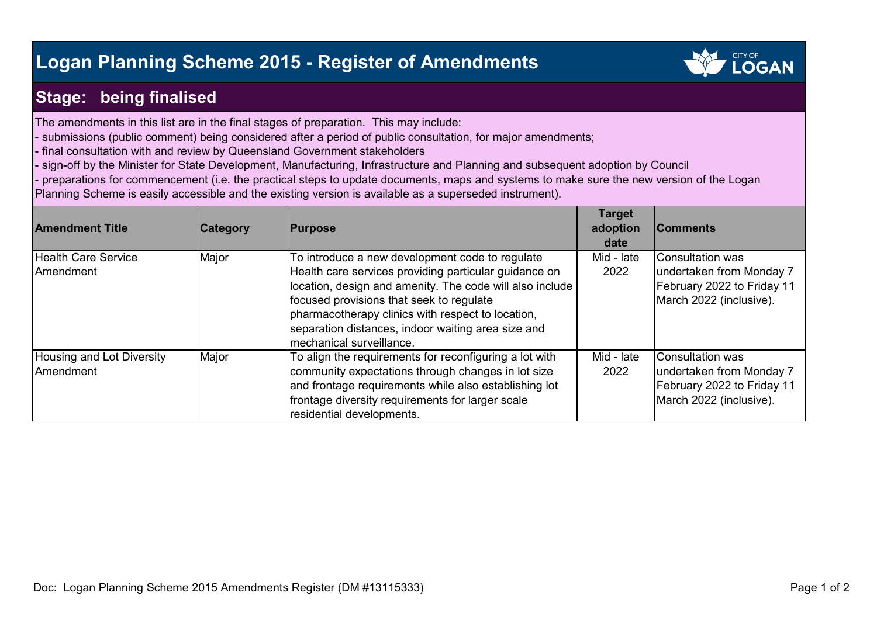# Logan Planning Scheme 2015 - Register of Amendments

## Stage: being finalised

The amendments in this list are in the final stages of preparation. This may include:

- submissions (public comment) being considered after a period of public consultation, for major amendments;
- final consultation with and review by Queensland Government stakeholders
- sign-off by the Minister for State Development, Manufacturing, Infrastructure and Planning and subsequent adoption by Council
- preparations for commencement (i.e. the practical steps to update documents, maps and systems to make sure the new version of the Logan Planning Scheme is easily accessible and the existing version is available as a superseded instrument).

| Amendment Title | Category | Purpose | Target adoption date | Comments |
|---|---|---|---|---|
| Health Care Service Amendment | Major | To introduce a new development code to regulate Health care services providing particular guidance on location, design and amenity. The code will also include focused provisions that seek to regulate pharmacotherapy clinics with respect to location, separation distances, indoor waiting area size and mechanical surveillance. | Mid - late 2022 | Consultation was undertaken from Monday 7 February 2022 to Friday 11 March 2022 (inclusive). |
| Housing and Lot Diversity Amendment | Major | To align the requirements for reconfiguring a lot with community expectations through changes in lot size and frontage requirements while also establishing lot frontage diversity requirements for larger scale residential developments. | Mid - late 2022 | Consultation was undertaken from Monday 7 February 2022 to Friday 11 March 2022 (inclusive). |

Doc: Logan Planning Scheme 2015 Amendments Register (DM #13115333)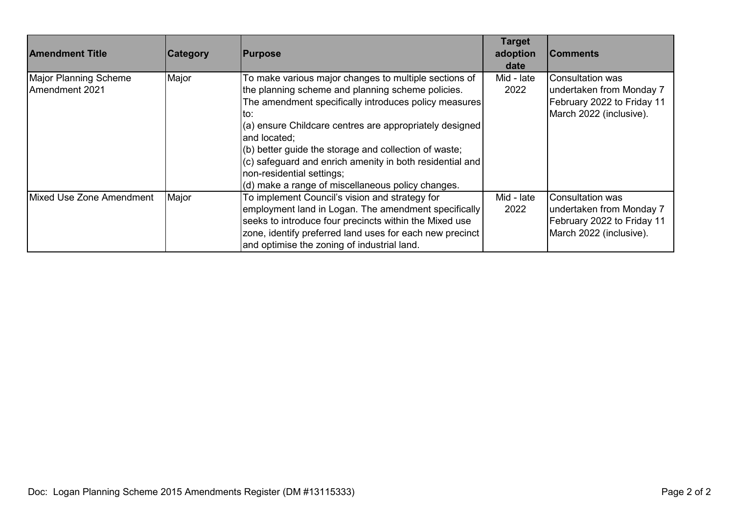| Amendment Title | Category | Purpose | Target adoption date | Comments |
|---|---|---|---|---|
| Major Planning Scheme Amendment 2021 | Major | To make various major changes to multiple sections of the planning scheme and planning scheme policies. The amendment specifically introduces policy measures to:<br>(a) ensure Childcare centres are appropriately designed and located;<br>(b) better guide the storage and collection of waste;<br>(c) safeguard and enrich amenity in both residential and non-residential settings;<br>(d) make a range of miscellaneous policy changes. | Mid - late 2022 | Consultation was undertaken from Monday 7 February 2022 to Friday 11 March 2022 (inclusive). |
| Mixed Use Zone Amendment | Major | To implement Council's vision and strategy for employment land in Logan. The amendment specifically seeks to introduce four precincts within the Mixed use zone, identify preferred land uses for each new precinct and optimise the zoning of industrial land. | Mid - late 2022 | Consultation was undertaken from Monday 7 February 2022 to Friday 11 March 2022 (inclusive). |

Doc: Logan Planning Scheme 2015 Amendments Register (DM #13115333)